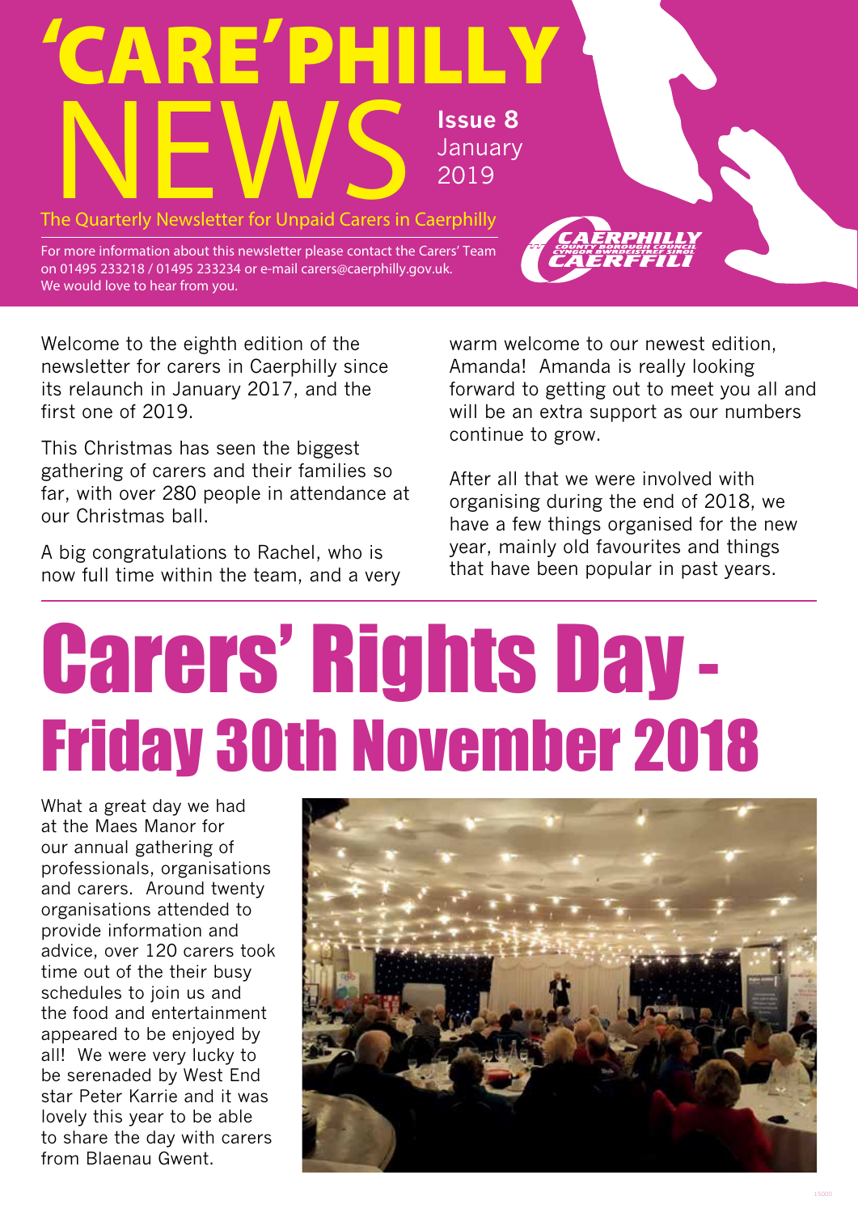# 'CARE'PHILLY NEWS

**Issue 8**
January 2019

The Quarterly Newsletter for Unpaid Carers in Caerphilly

For more information about this newsletter please contact the Carers' Team on 01495 233218 / 01495 233234 or e-mail carers@caerphilly.gov.uk. We would love to hear from you.

CAERPHILLY COUNTY BOROUGH COUNCIL CYNGOR BWRDEISTREF SIROL CAERFFILI

Welcome to the eighth edition of the newsletter for carers in Caerphilly since its relaunch in January 2017, and the first one of 2019.

This Christmas has seen the biggest gathering of carers and their families so far, with over 280 people in attendance at our Christmas ball.

A big congratulations to Rachel, who is now full time within the team, and a very warm welcome to our newest edition, Amanda! Amanda is really looking forward to getting out to meet you all and will be an extra support as our numbers continue to grow.

After all that we were involved with organising during the end of 2018, we have a few things organised for the new year, mainly old favourites and things that have been popular in past years.

# Carers' Rights Day - Friday 30th November 2018

What a great day we had at the Maes Manor for our annual gathering of professionals, organisations and carers. Around twenty organisations attended to provide information and advice, over 120 carers took time out of the their busy schedules to join us and the food and entertainment appeared to be enjoyed by all! We were very lucky to be serenaded by West End star Peter Karrie and it was lovely this year to be able to share the day with carers from Blaenau Gwent.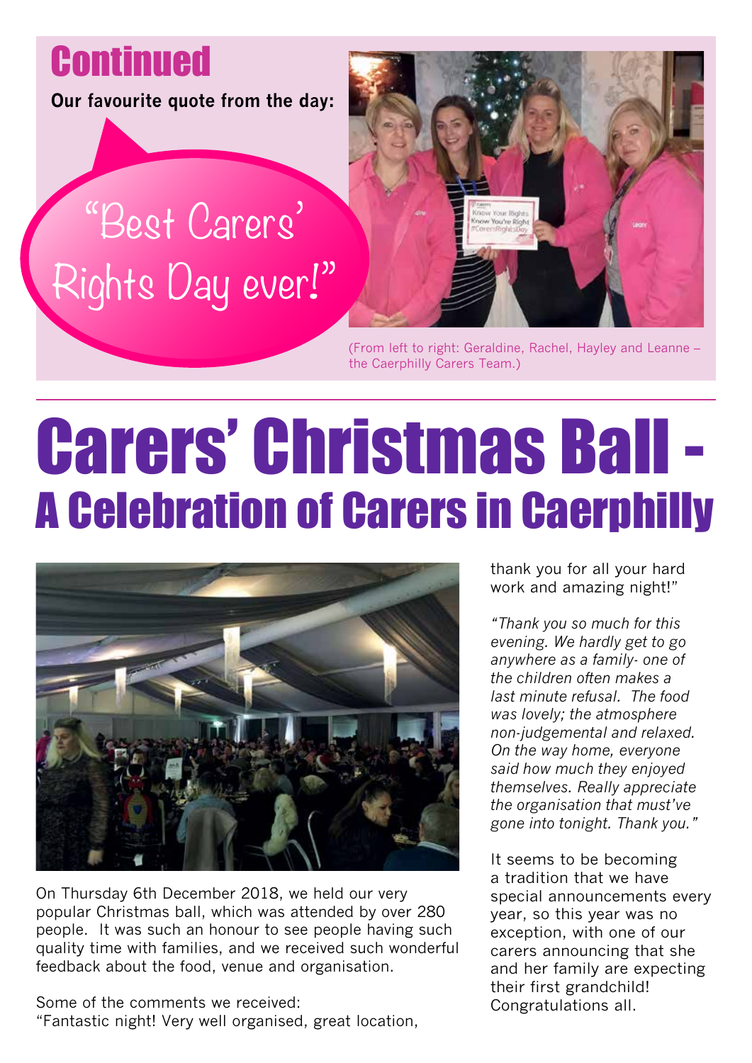## Continued

**Our favourite quote from the day:**

"Best Carers' Rights Day ever!"

(From left to right: Geraldine, Rachel, Hayley and Leanne – the Caerphilly Carers Team.)

# Carers' Christmas Ball - A Celebration of Carers in Caerphilly

On Thursday 6th December 2018, we held our very popular Christmas ball, which was attended by over 280 people. It was such an honour to see people having such quality time with families, and we received such wonderful feedback about the food, venue and organisation.

Some of the comments we received:
"Fantastic night! Very well organised, great location, thank you for all your hard work and amazing night!"

*"Thank you so much for this evening. We hardly get to go anywhere as a family- one of the children often makes a last minute refusal. The food was lovely; the atmosphere non-judgemental and relaxed. On the way home, everyone said how much they enjoyed themselves. Really appreciate the organisation that must've gone into tonight. Thank you."*

It seems to be becoming a tradition that we have special announcements every year, so this year was no exception, with one of our carers announcing that she and her family are expecting their first grandchild! Congratulations all.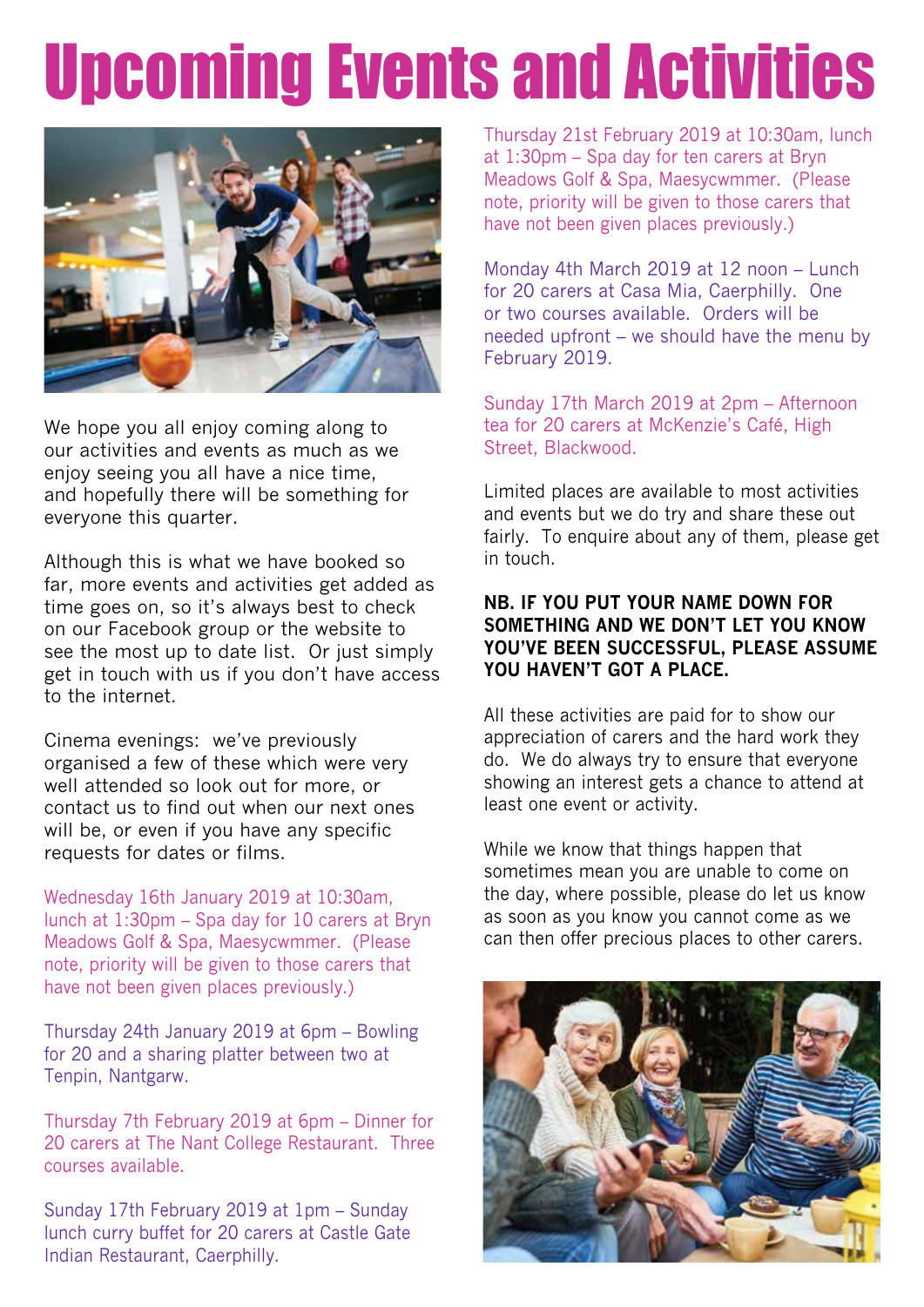# Upcoming Events and Activities

We hope you all enjoy coming along to our activities and events as much as we enjoy seeing you all have a nice time, and hopefully there will be something for everyone this quarter.

Although this is what we have booked so far, more events and activities get added as time goes on, so it's always best to check on our Facebook group or the website to see the most up to date list. Or just simply get in touch with us if you don't have access to the internet.

Cinema evenings: we've previously organised a few of these which were very well attended so look out for more, or contact us to find out when our next ones will be, or even if you have any specific requests for dates or films.

Wednesday 16th January 2019 at 10:30am, lunch at 1:30pm – Spa day for 10 carers at Bryn Meadows Golf & Spa, Maesycwmmer. (Please note, priority will be given to those carers that have not been given places previously.)

Thursday 24th January 2019 at 6pm – Bowling for 20 and a sharing platter between two at Tenpin, Nantgarw.

Thursday 7th February 2019 at 6pm – Dinner for 20 carers at The Nant College Restaurant. Three courses available.

Sunday 17th February 2019 at 1pm – Sunday lunch curry buffet for 20 carers at Castle Gate Indian Restaurant, Caerphilly.

Thursday 21st February 2019 at 10:30am, lunch at 1:30pm – Spa day for ten carers at Bryn Meadows Golf & Spa, Maesycwmmer. (Please note, priority will be given to those carers that have not been given places previously.)

Monday 4th March 2019 at 12 noon – Lunch for 20 carers at Casa Mia, Caerphilly. One or two courses available. Orders will be needed upfront – we should have the menu by February 2019.

Sunday 17th March 2019 at 2pm – Afternoon tea for 20 carers at McKenzie's Café, High Street, Blackwood.

Limited places are available to most activities and events but we do try and share these out fairly. To enquire about any of them, please get in touch.

**NB. IF YOU PUT YOUR NAME DOWN FOR SOMETHING AND WE DON'T LET YOU KNOW YOU'VE BEEN SUCCESSFUL, PLEASE ASSUME YOU HAVEN'T GOT A PLACE.**

All these activities are paid for to show our appreciation of carers and the hard work they do. We do always try to ensure that everyone showing an interest gets a chance to attend at least one event or activity.

While we know that things happen that sometimes mean you are unable to come on the day, where possible, please do let us know as soon as you know you cannot come as we can then offer precious places to other carers.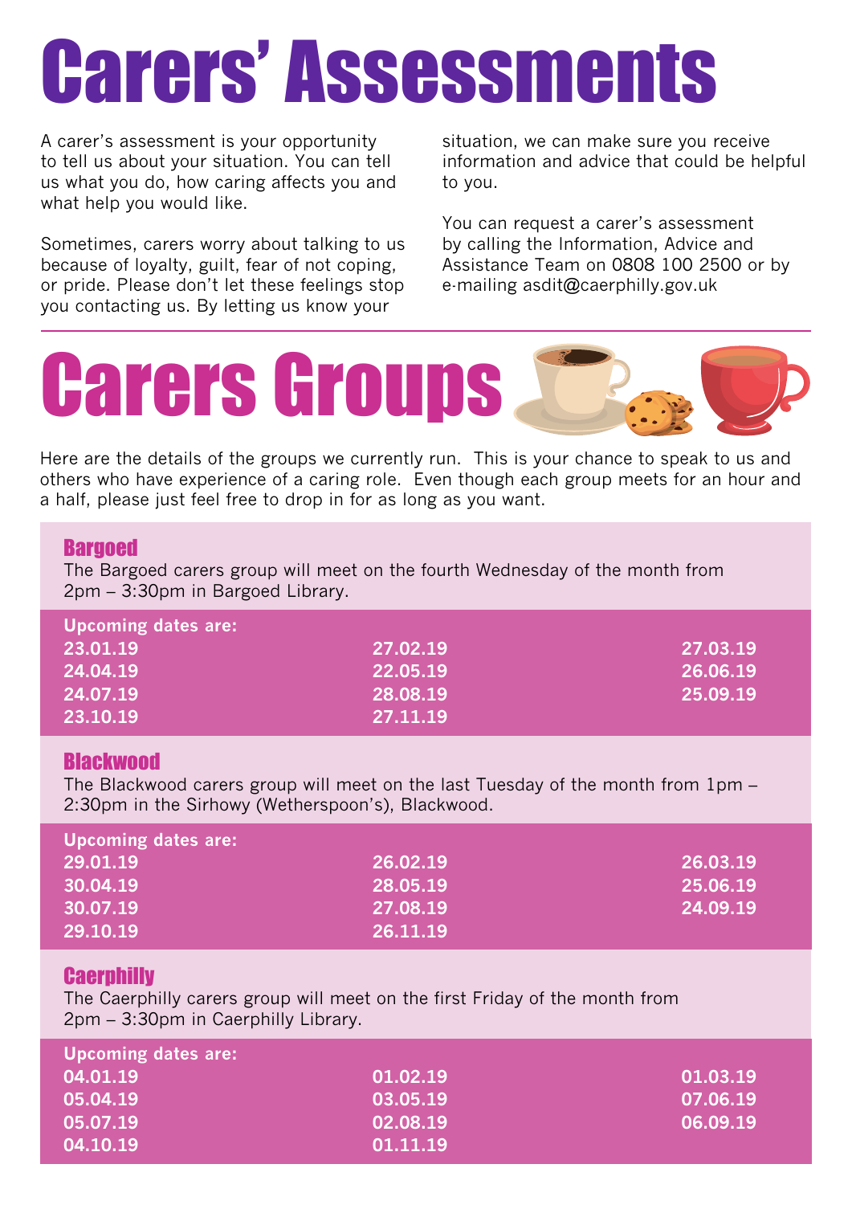# Carers' Assessments

A carer's assessment is your opportunity to tell us about your situation. You can tell us what you do, how caring affects you and what help you would like.

Sometimes, carers worry about talking to us because of loyalty, guilt, fear of not coping, or pride. Please don't let these feelings stop you contacting us. By letting us know your situation, we can make sure you receive information and advice that could be helpful to you.

You can request a carer's assessment by calling the Information, Advice and Assistance Team on 0808 100 2500 or by e-mailing asdit@caerphilly.gov.uk

# Carers Groups

Here are the details of the groups we currently run. This is your chance to speak to us and others who have experience of a caring role. Even though each group meets for an hour and a half, please just feel free to drop in for as long as you want.

## Bargoed

The Bargoed carers group will meet on the fourth Wednesday of the month from 2pm – 3:30pm in Bargoed Library.

**Upcoming dates are:**

| | | |
|---|---|---|
| 23.01.19 | 27.02.19 | 27.03.19 |
| 24.04.19 | 22.05.19 | 26.06.19 |
| 24.07.19 | 28.08.19 | 25.09.19 |
| 23.10.19 | 27.11.19 | |

## Blackwood

The Blackwood carers group will meet on the last Tuesday of the month from 1pm – 2:30pm in the Sirhowy (Wetherspoon's), Blackwood.

**Upcoming dates are:**

| | | |
|---|---|---|
| 29.01.19 | 26.02.19 | 26.03.19 |
| 30.04.19 | 28.05.19 | 25.06.19 |
| 30.07.19 | 27.08.19 | 24.09.19 |
| 29.10.19 | 26.11.19 | |

## Caerphilly

The Caerphilly carers group will meet on the first Friday of the month from 2pm – 3:30pm in Caerphilly Library.

**Upcoming dates are:**

| | | |
|---|---|---|
| 04.01.19 | 01.02.19 | 01.03.19 |
| 05.04.19 | 03.05.19 | 07.06.19 |
| 05.07.19 | 02.08.19 | 06.09.19 |
| 04.10.19 | 01.11.19 | |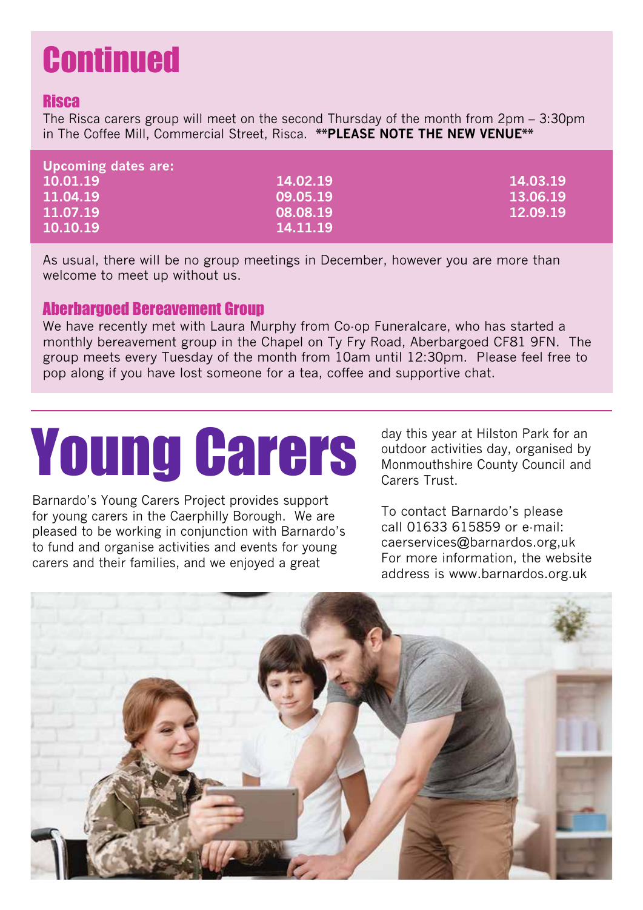# Continued

## Risca

The Risca carers group will meet on the second Thursday of the month from 2pm – 3:30pm in The Coffee Mill, Commercial Street, Risca. **\*\*PLEASE NOTE THE NEW VENUE\*\***

| Upcoming dates are: | | |
|---|---|---|
| 10.01.19 | 14.02.19 | 14.03.19 |
| 11.04.19 | 09.05.19 | 13.06.19 |
| 11.07.19 | 08.08.19 | 12.09.19 |
| 10.10.19 | 14.11.19 | |

As usual, there will be no group meetings in December, however you are more than welcome to meet up without us.

## Aberbargoed Bereavement Group

We have recently met with Laura Murphy from Co-op Funeralcare, who has started a monthly bereavement group in the Chapel on Ty Fry Road, Aberbargoed CF81 9FN. The group meets every Tuesday of the month from 10am until 12:30pm. Please feel free to pop along if you have lost someone for a tea, coffee and supportive chat.

# Young Carers

Barnardo's Young Carers Project provides support for young carers in the Caerphilly Borough. We are pleased to be working in conjunction with Barnardo's to fund and organise activities and events for young carers and their families, and we enjoyed a great day this year at Hilston Park for an outdoor activities day, organised by Monmouthshire County Council and Carers Trust.

To contact Barnardo's please call 01633 615859 or e-mail: caerservices@barnardos.org,uk For more information, the website address is www.barnardos.org.uk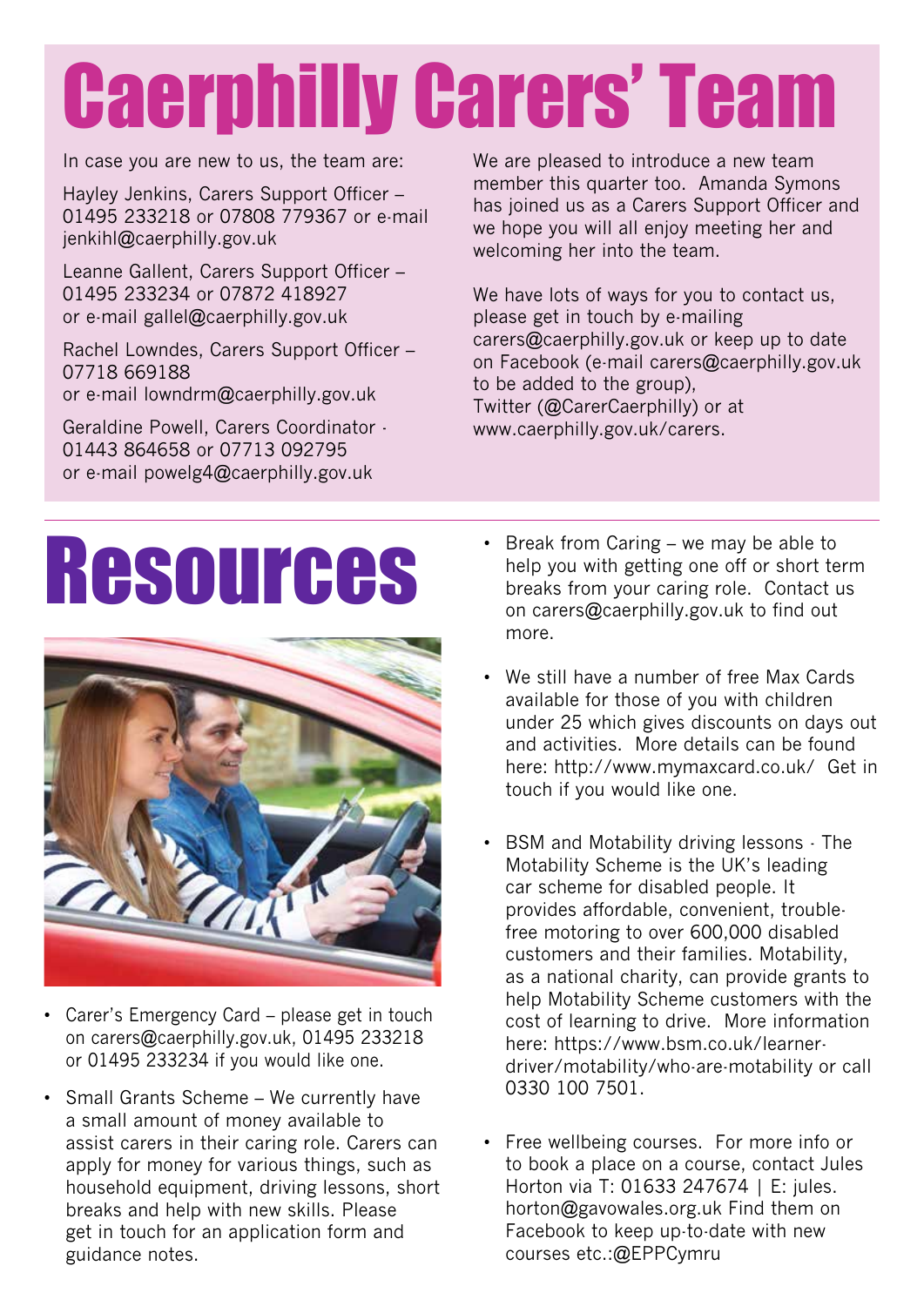# Caerphilly Carers' Team

In case you are new to us, the team are:

Hayley Jenkins, Carers Support Officer – 01495 233218 or 07808 779367 or e-mail jenkihl@caerphilly.gov.uk

Leanne Gallent, Carers Support Officer – 01495 233234 or 07872 418927 or e-mail gallel@caerphilly.gov.uk

Rachel Lowndes, Carers Support Officer – 07718 669188 or e-mail lowndrm@caerphilly.gov.uk

Geraldine Powell, Carers Coordinator - 01443 864658 or 07713 092795 or e-mail powelg4@caerphilly.gov.uk

We are pleased to introduce a new team member this quarter too. Amanda Symons has joined us as a Carers Support Officer and we hope you will all enjoy meeting her and welcoming her into the team.

We have lots of ways for you to contact us, please get in touch by e-mailing carers@caerphilly.gov.uk or keep up to date on Facebook (e-mail carers@caerphilly.gov.uk to be added to the group), Twitter (@CarerCaerphilly) or at www.caerphilly.gov.uk/carers.

# Resources

- Carer's Emergency Card – please get in touch on carers@caerphilly.gov.uk, 01495 233218 or 01495 233234 if you would like one.
- Small Grants Scheme – We currently have a small amount of money available to assist carers in their caring role. Carers can apply for money for various things, such as household equipment, driving lessons, short breaks and help with new skills. Please get in touch for an application form and guidance notes.
- Break from Caring – we may be able to help you with getting one off or short term breaks from your caring role. Contact us on carers@caerphilly.gov.uk to find out more.
- We still have a number of free Max Cards available for those of you with children under 25 which gives discounts on days out and activities. More details can be found here: http://www.mymaxcard.co.uk/ Get in touch if you would like one.
- BSM and Motability driving lessons - The Motability Scheme is the UK's leading car scheme for disabled people. It provides affordable, convenient, trouble-free motoring to over 600,000 disabled customers and their families. Motability, as a national charity, can provide grants to help Motability Scheme customers with the cost of learning to drive. More information here: https://www.bsm.co.uk/learner-driver/motability/who-are-motability or call 0330 100 7501.
- Free wellbeing courses. For more info or to book a place on a course, contact Jules Horton via T: 01633 247674 | E: jules.horton@gavowales.org.uk Find them on Facebook to keep up-to-date with new courses etc.:@EPPCymru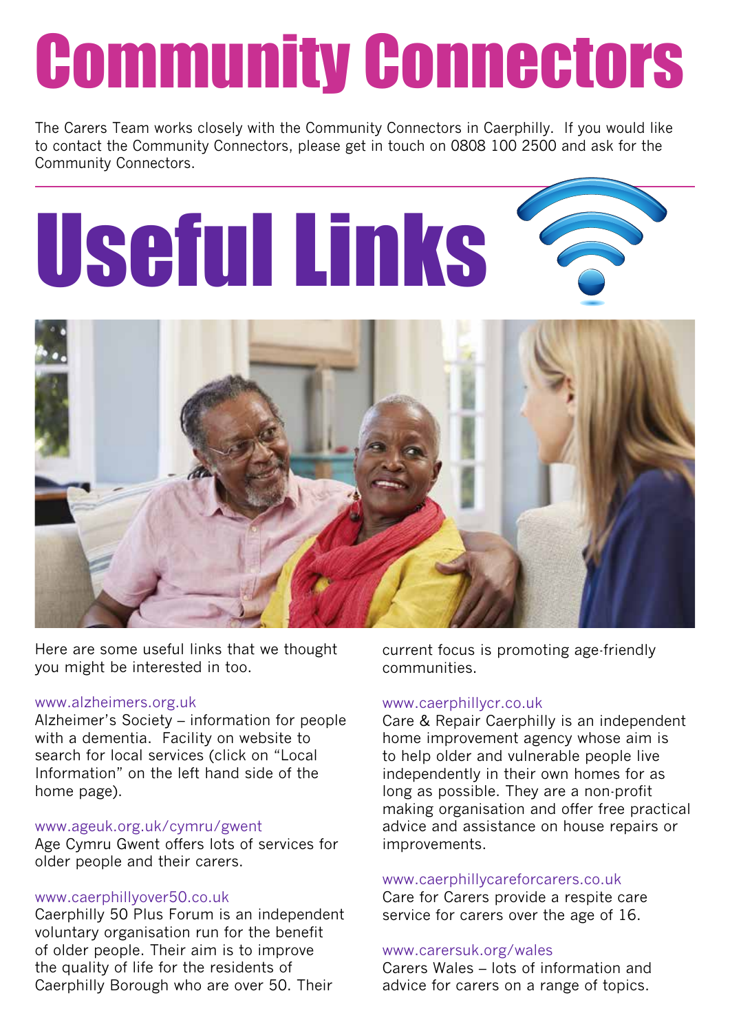# Community Connectors

The Carers Team works closely with the Community Connectors in Caerphilly. If you would like to contact the Community Connectors, please get in touch on 0808 100 2500 and ask for the Community Connectors.

# Useful Links

Here are some useful links that we thought you might be interested in too.

www.alzheimers.org.uk
Alzheimer's Society – information for people with a dementia. Facility on website to search for local services (click on "Local Information" on the left hand side of the home page).

www.ageuk.org.uk/cymru/gwent
Age Cymru Gwent offers lots of services for older people and their carers.

www.caerphillyover50.co.uk
Caerphilly 50 Plus Forum is an independent voluntary organisation run for the benefit of older people. Their aim is to improve the quality of life for the residents of Caerphilly Borough who are over 50. Their current focus is promoting age-friendly communities.

www.caerphillycr.co.uk
Care & Repair Caerphilly is an independent home improvement agency whose aim is to help older and vulnerable people live independently in their own homes for as long as possible. They are a non-profit making organisation and offer free practical advice and assistance on house repairs or improvements.

www.caerphillycareforcarers.co.uk
Care for Carers provide a respite care service for carers over the age of 16.

www.carersuk.org/wales
Carers Wales – lots of information and advice for carers on a range of topics.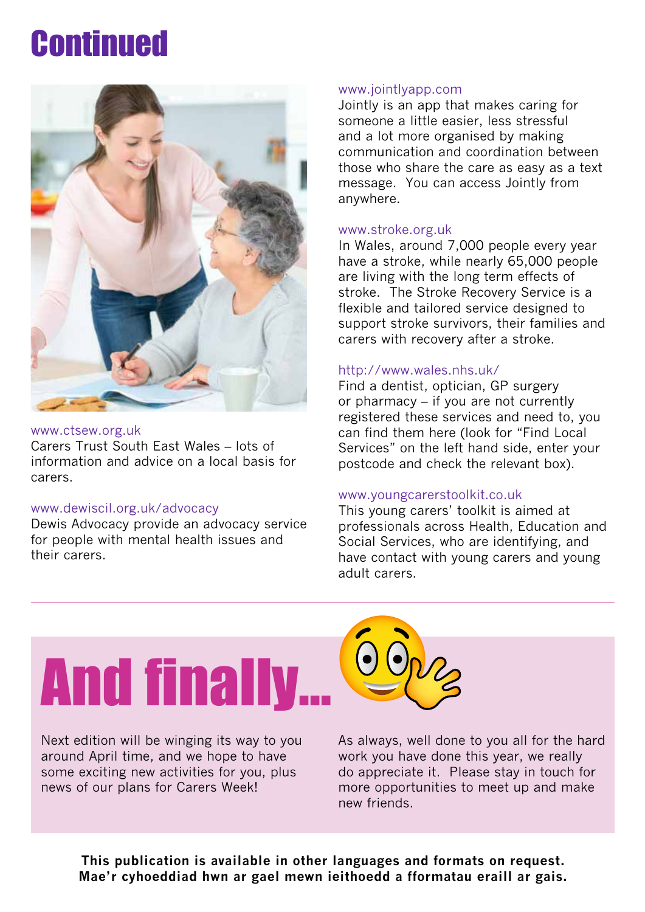# Continued

www.ctsew.org.uk
Carers Trust South East Wales – lots of information and advice on a local basis for carers.

www.dewiscil.org.uk/advocacy
Dewis Advocacy provide an advocacy service for people with mental health issues and their carers.

www.jointlyapp.com
Jointly is an app that makes caring for someone a little easier, less stressful and a lot more organised by making communication and coordination between those who share the care as easy as a text message. You can access Jointly from anywhere.

www.stroke.org.uk
In Wales, around 7,000 people every year have a stroke, while nearly 65,000 people are living with the long term effects of stroke. The Stroke Recovery Service is a flexible and tailored service designed to support stroke survivors, their families and carers with recovery after a stroke.

http://www.wales.nhs.uk/
Find a dentist, optician, GP surgery or pharmacy – if you are not currently registered these services and need to, you can find them here (look for "Find Local Services" on the left hand side, enter your postcode and check the relevant box).

www.youngcarerstoolkit.co.uk
This young carers' toolkit is aimed at professionals across Health, Education and Social Services, who are identifying, and have contact with young carers and young adult carers.

# And finally...

Next edition will be winging its way to you around April time, and we hope to have some exciting new activities for you, plus news of our plans for Carers Week!

As always, well done to you all for the hard work you have done this year, we really do appreciate it. Please stay in touch for more opportunities to meet up and make new friends.

**This publication is available in other languages and formats on request.**
**Mae'r cyhoeddiad hwn ar gael mewn ieithoedd a fformatau eraill ar gais.**